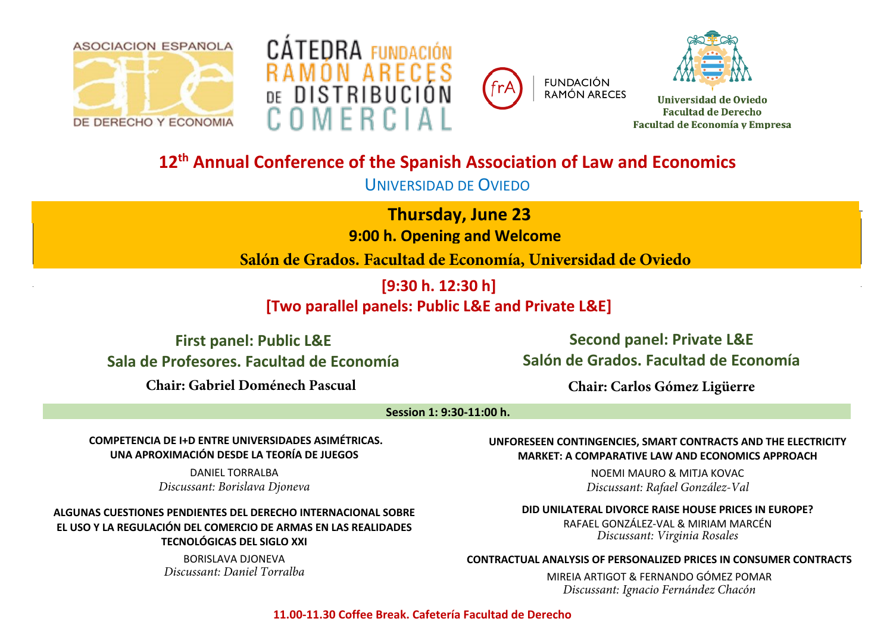ASOCIACION ESPAÑOLA DE DERECHO Y ECONOMIA

CÁTEDRA FUNDACIÓN RAMÓN ARECES DE DISTRIBUCIÓN COMERCIAL

FUNDACIÓN RAMÓN ARECES

Universidad de Oviedo
Facultad de Derecho
Facultad de Economía y Empresa

# 12th Annual Conference of the Spanish Association of Law and Economics

UNIVERSIDAD DE OVIEDO

## Thursday, June 23

**9:00 h. Opening and Welcome**

**Salón de Grados. Facultad de Economía, Universidad de Oviedo**

**[9:30 h. 12:30 h]**

**[Two parallel panels: Public L&E and Private L&E]**

### First panel: Public L&E

**Sala de Profesores. Facultad de Economía**

**Chair: Gabriel Doménech Pascual**

### Second panel: Private L&E

**Salón de Grados. Facultad de Economía**

**Chair: Carlos Gómez Ligüerre**

**Session 1: 9:30-11:00 h.**

#### First panel: Public L&E

**COMPETENCIA DE I+D ENTRE UNIVERSIDADES ASIMÉTRICAS. UNA APROXIMACIÓN DESDE LA TEORÍA DE JUEGOS**

DANIEL TORRALBA
*Discussant: Borislava Djoneva*

**ALGUNAS CUESTIONES PENDIENTES DEL DERECHO INTERNACIONAL SOBRE EL USO Y LA REGULACIÓN DEL COMERCIO DE ARMAS EN LAS REALIDADES TECNOLÓGICAS DEL SIGLO XXI**

BORISLAVA DJONEVA
*Discussant: Daniel Torralba*

#### Second panel: Private L&E

**UNFORESEEN CONTINGENCIES, SMART CONTRACTS AND THE ELECTRICITY MARKET: A COMPARATIVE LAW AND ECONOMICS APPROACH**

NOEMI MAURO & MITJA KOVAC
*Discussant: Rafael González-Val*

**DID UNILATERAL DIVORCE RAISE HOUSE PRICES IN EUROPE?**

RAFAEL GONZÁLEZ-VAL & MIRIAM MARCÉN
*Discussant: Virginia Rosales*

**CONTRACTUAL ANALYSIS OF PERSONALIZED PRICES IN CONSUMER CONTRACTS**

MIREIA ARTIGOT & FERNANDO GÓMEZ POMAR
*Discussant: Ignacio Fernández Chacón*

**11.00-11.30 Coffee Break. Cafetería Facultad de Derecho**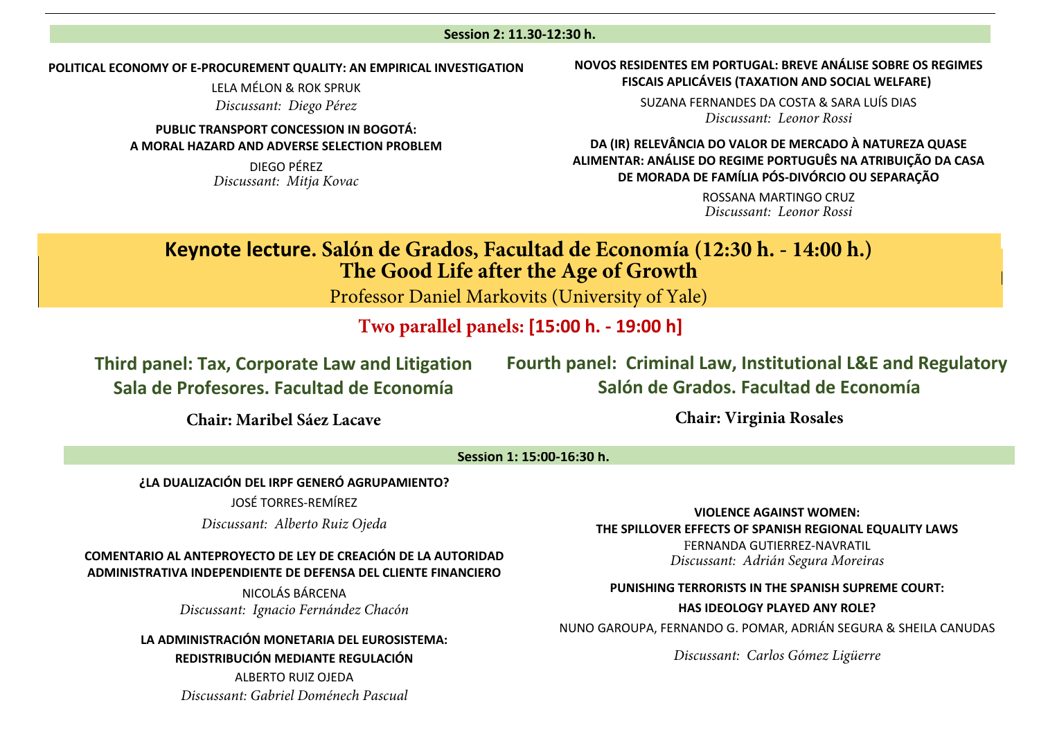**Session 2: 11.30-12:30 h.**

**POLITICAL ECONOMY OF E-PROCUREMENT QUALITY: AN EMPIRICAL INVESTIGATION**

LELA MÉLON & ROK SPRUK

*Discussant: Diego Pérez*

**PUBLIC TRANSPORT CONCESSION IN BOGOTÁ: A MORAL HAZARD AND ADVERSE SELECTION PROBLEM**

DIEGO PÉREZ

*Discussant: Mitja Kovac*

**NOVOS RESIDENTES EM PORTUGAL: BREVE ANÁLISE SOBRE OS REGIMES FISCAIS APLICÁVEIS (TAXATION AND SOCIAL WELFARE)**

SUZANA FERNANDES DA COSTA & SARA LUÍS DIAS

*Discussant: Leonor Rossi*

**DA (IR) RELEVÂNCIA DO VALOR DE MERCADO À NATUREZA QUASE ALIMENTAR: ANÁLISE DO REGIME PORTUGUÊS NA ATRIBUIÇÃO DA CASA DE MORADA DE FAMÍLIA PÓS-DIVÓRCIO OU SEPARAÇÃO**

ROSSANA MARTINGO CRUZ

*Discussant: Leonor Rossi*

## Keynote lecture. Salón de Grados, Facultad de Economía (12:30 h. - 14:00 h.)

## The Good Life after the Age of Growth

Professor Daniel Markovits (University of Yale)

## Two parallel panels: [15:00 h. - 19:00 h]

### Third panel: Tax, Corporate Law and Litigation
### Sala de Profesores. Facultad de Economía

**Chair: Maribel Sáez Lacave**

### Fourth panel: Criminal Law, Institutional L&E and Regulatory
### Salón de Grados. Facultad de Economía

**Chair: Virginia Rosales**

**Session 1: 15:00-16:30 h.**

**¿LA DUALIZACIÓN DEL IRPF GENERÓ AGRUPAMIENTO?**

JOSÉ TORRES-REMÍREZ

*Discussant: Alberto Ruiz Ojeda*

**COMENTARIO AL ANTEPROYECTO DE LEY DE CREACIÓN DE LA AUTORIDAD ADMINISTRATIVA INDEPENDIENTE DE DEFENSA DEL CLIENTE FINANCIERO**

NICOLÁS BÁRCENA

*Discussant: Ignacio Fernández Chacón*

**LA ADMINISTRACIÓN MONETARIA DEL EUROSISTEMA: REDISTRIBUCIÓN MEDIANTE REGULACIÓN**

ALBERTO RUIZ OJEDA

*Discussant: Gabriel Doménech Pascual*

**VIOLENCE AGAINST WOMEN: THE SPILLOVER EFFECTS OF SPANISH REGIONAL EQUALITY LAWS**

FERNANDA GUTIERREZ-NAVRATIL

*Discussant: Adrián Segura Moreiras*

**PUNISHING TERRORISTS IN THE SPANISH SUPREME COURT: HAS IDEOLOGY PLAYED ANY ROLE?**

NUNO GAROUPA, FERNANDO G. POMAR, ADRIÁN SEGURA & SHEILA CANUDAS

*Discussant: Carlos Gómez Ligüerre*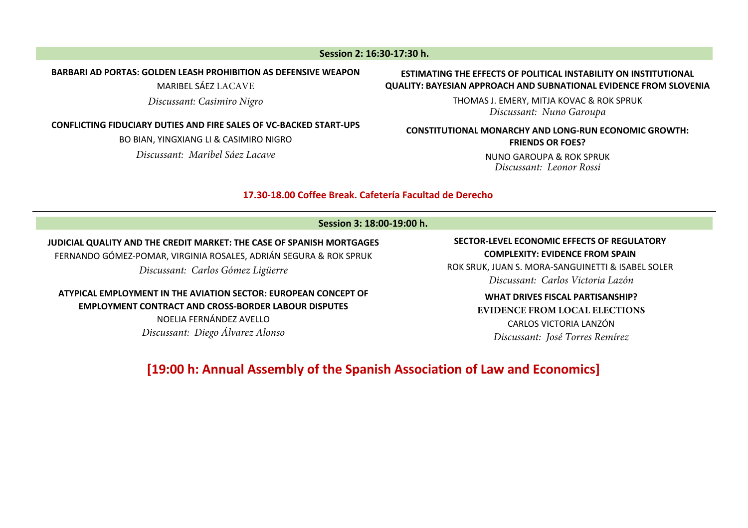## Session 2: 16:30-17:30 h.

**BARBARI AD PORTAS: GOLDEN LEASH PROHIBITION AS DEFENSIVE WEAPON**

MARIBEL SÁEZ LACAVE

*Discussant: Casimiro Nigro*

**CONFLICTING FIDUCIARY DUTIES AND FIRE SALES OF VC-BACKED START-UPS**

BO BIAN, YINGXIANG LI & CASIMIRO NIGRO

*Discussant: Maribel Sáez Lacave*

**ESTIMATING THE EFFECTS OF POLITICAL INSTABILITY ON INSTITUTIONAL QUALITY: BAYESIAN APPROACH AND SUBNATIONAL EVIDENCE FROM SLOVENIA**

THOMAS J. EMERY, MITJA KOVAC & ROK SPRUK

*Discussant: Nuno Garoupa*

**CONSTITUTIONAL MONARCHY AND LONG-RUN ECONOMIC GROWTH: FRIENDS OR FOES?**

NUNO GAROUPA & ROK SPRUK

*Discussant: Leonor Rossi*

**17.30-18.00 Coffee Break. Cafetería Facultad de Derecho**

---

## Session 3: 18:00-19:00 h.

**JUDICIAL QUALITY AND THE CREDIT MARKET: THE CASE OF SPANISH MORTGAGES**

FERNANDO GÓMEZ-POMAR, VIRGINIA ROSALES, ADRIÁN SEGURA & ROK SPRUK

*Discussant: Carlos Gómez Ligüerre*

**ATYPICAL EMPLOYMENT IN THE AVIATION SECTOR: EUROPEAN CONCEPT OF EMPLOYMENT CONTRACT AND CROSS-BORDER LABOUR DISPUTES**

NOELIA FERNÁNDEZ AVELLO

*Discussant: Diego Álvarez Alonso*

**SECTOR-LEVEL ECONOMIC EFFECTS OF REGULATORY COMPLEXITY: EVIDENCE FROM SPAIN**

ROK SRUK, JUAN S. MORA-SANGUINETTI & ISABEL SOLER

*Discussant: Carlos Victoria Lazón*

**WHAT DRIVES FISCAL PARTISANSHIP? EVIDENCE FROM LOCAL ELECTIONS**

CARLOS VICTORIA LANZÓN

*Discussant: José Torres Remírez*

**[19:00 h: Annual Assembly of the Spanish Association of Law and Economics]**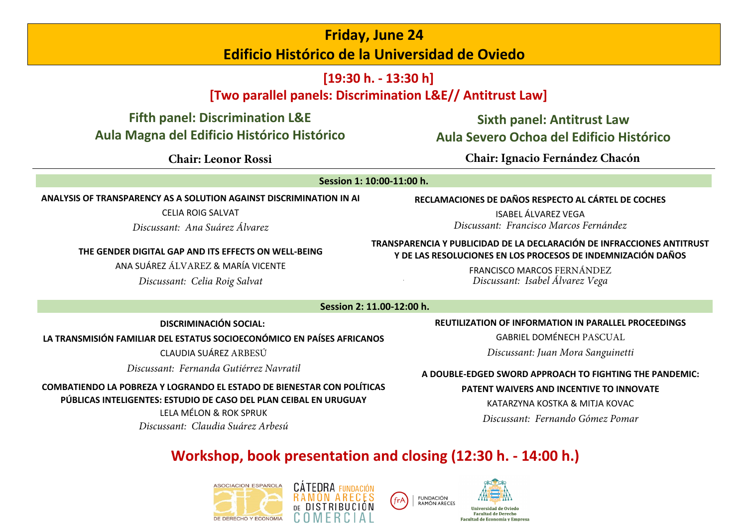# Friday, June 24
## Edificio Histórico de la Universidad de Oviedo

**[19:30 h. - 13:30 h]**

**[Two parallel panels: Discrimination L&E// Antitrust Law]**

### Fifth panel: Discrimination L&E
**Aula Magna del Edificio Histórico Histórico**

**Chair: Leonor Rossi**

#### Session 1: 10:00-11:00 h.

**ANALYSIS OF TRANSPARENCY AS A SOLUTION AGAINST DISCRIMINATION IN AI**

CELIA ROIG SALVAT

*Discussant: Ana Suárez Álvarez*

**THE GENDER DIGITAL GAP AND ITS EFFECTS ON WELL-BEING**

ANA SUÁREZ ÁLVAREZ & MARÍA VICENTE

*Discussant: Celia Roig Salvat*

#### Session 2: 11.00-12:00 h.

**DISCRIMINACIÓN SOCIAL:**

**LA TRANSMISIÓN FAMILIAR DEL ESTATUS SOCIOECONÓMICO EN PAÍSES AFRICANOS**

CLAUDIA SUÁREZ ARBESÚ

*Discussant: Fernanda Gutiérrez Navratil*

**COMBATIENDO LA POBREZA Y LOGRANDO EL ESTADO DE BIENESTAR CON POLÍTICAS PÚBLICAS INTELIGENTES: ESTUDIO DE CASO DEL PLAN CEIBAL EN URUGUAY**

LELA MÉLON & ROK SPRUK

*Discussant: Claudia Suárez Arbesú*

### Sixth panel: Antitrust Law
**Aula Severo Ochoa del Edificio Histórico**

**Chair: Ignacio Fernández Chacón**

#### Session 1: 10:00-11:00 h.

**RECLAMACIONES DE DAÑOS RESPECTO AL CÁRTEL DE COCHES**

ISABEL ÁLVAREZ VEGA

*Discussant: Francisco Marcos Fernández*

**TRANSPARENCIA Y PUBLICIDAD DE LA DECLARACIÓN DE INFRACCIONES ANTITRUST Y DE LAS RESOLUCIONES EN LOS PROCESOS DE INDEMNIZACIÓN DAÑOS**

FRANCISCO MARCOS FERNÁNDEZ

*Discussant: Isabel Álvarez Vega*

#### Session 2: 11.00-12:00 h.

**REUTILIZATION OF INFORMATION IN PARALLEL PROCEEDINGS**

GABRIEL DOMÉNECH PASCUAL

*Discussant: Juan Mora Sanguinetti*

**A DOUBLE-EDGED SWORD APPROACH TO FIGHTING THE PANDEMIC: PATENT WAIVERS AND INCENTIVE TO INNOVATE**

KATARZYNA KOSTKA & MITJA KOVAC

*Discussant: Fernando Gómez Pomar*

## Workshop, book presentation and closing (12:30 h. - 14:00 h.)

ASOCIACIÓN ESPAÑOLA DE DERECHO Y ECONOMÍA

CÁTEDRA FUNDACIÓN RAMÓN ARECES DE DISTRIBUCIÓN COMERCIAL

FUNDACIÓN RAMÓN ARECES

Universidad de Oviedo
Facultad de Derecho
Facultad de Economía y Empresa